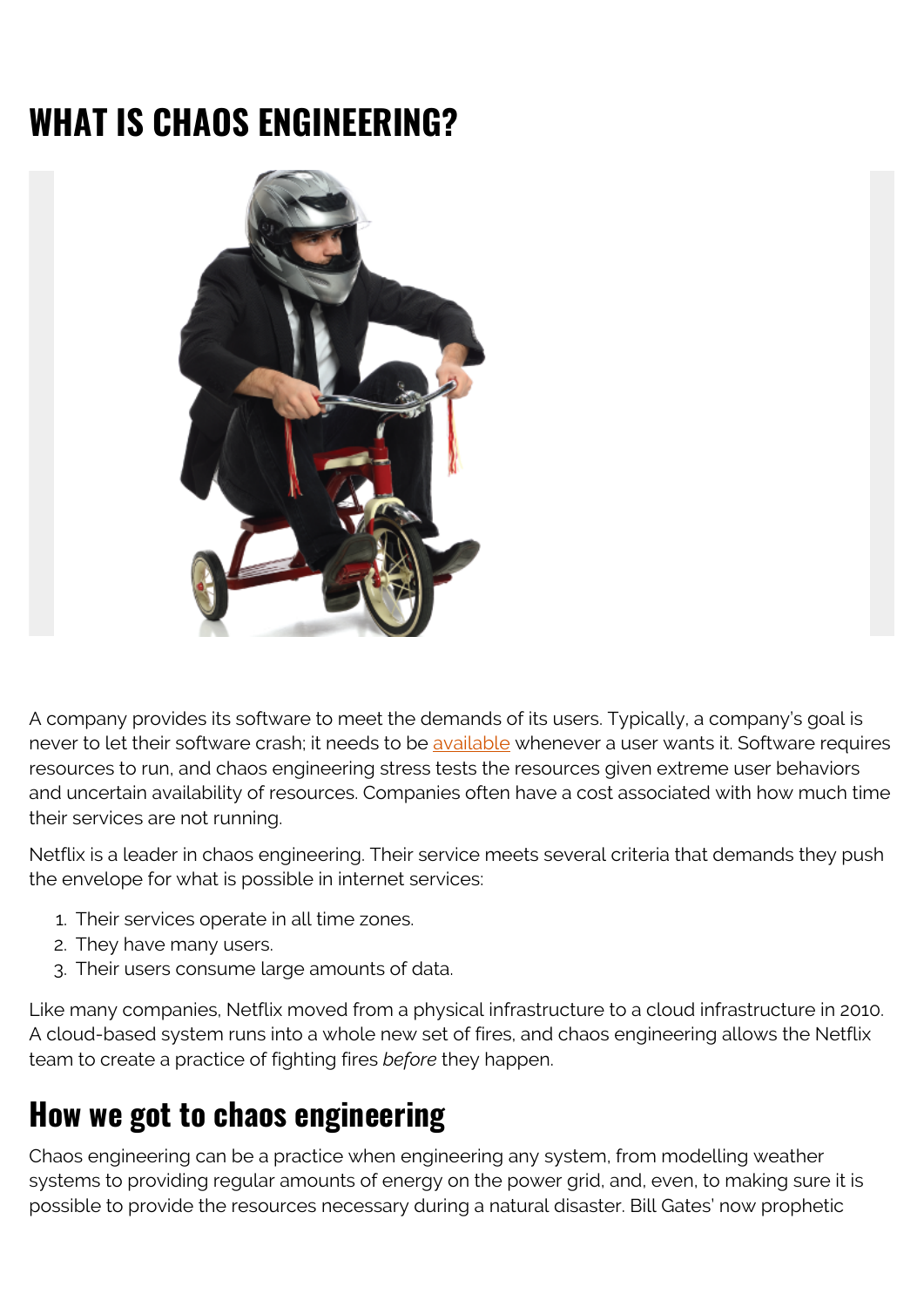# WHAT IS CHAOS ENGINEERING?

A company provides its software to meet the demands of its users. Typically, a company's goal is never to let their software crash; it needs to be available whenever a user wants it. Software requires resources to run, and chaos engineering stress tests the resources given extreme user behaviors and uncertain availability of resources. Companies often have a cost associated with how much time their services are not running.

Netflix is a leader in chaos engineering. Their service meets several criteria that demands they push the envelope for what is possible in internet services:

1. Their services operate in all time zones.
2. They have many users.
3. Their users consume large amounts of data.

Like many companies, Netflix moved from a physical infrastructure to a cloud infrastructure in 2010. A cloud-based system runs into a whole new set of fires, and chaos engineering allows the Netflix team to create a practice of fighting fires *before* they happen.

## How we got to chaos engineering

Chaos engineering can be a practice when engineering any system, from modelling weather systems to providing regular amounts of energy on the power grid, and, even, to making sure it is possible to provide the resources necessary during a natural disaster. Bill Gates' now prophetic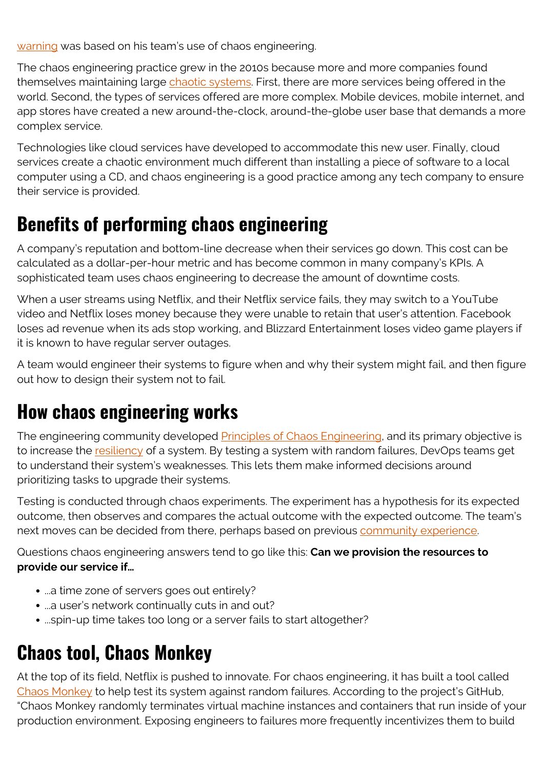warning was based on his team's use of chaos engineering.

The chaos engineering practice grew in the 2010s because more and more companies found themselves maintaining large chaotic systems. First, there are more services being offered in the world. Second, the types of services offered are more complex. Mobile devices, mobile internet, and app stores have created a new around-the-clock, around-the-globe user base that demands a more complex service.

Technologies like cloud services have developed to accommodate this new user. Finally, cloud services create a chaotic environment much different than installing a piece of software to a local computer using a CD, and chaos engineering is a good practice among any tech company to ensure their service is provided.

## Benefits of performing chaos engineering

A company's reputation and bottom-line decrease when their services go down. This cost can be calculated as a dollar-per-hour metric and has become common in many company's KPIs. A sophisticated team uses chaos engineering to decrease the amount of downtime costs.

When a user streams using Netflix, and their Netflix service fails, they may switch to a YouTube video and Netflix loses money because they were unable to retain that user's attention. Facebook loses ad revenue when its ads stop working, and Blizzard Entertainment loses video game players if it is known to have regular server outages.

A team would engineer their systems to figure when and why their system might fail, and then figure out how to design their system not to fail.

## How chaos engineering works

The engineering community developed Principles of Chaos Engineering, and its primary objective is to increase the resiliency of a system. By testing a system with random failures, DevOps teams get to understand their system's weaknesses. This lets them make informed decisions around prioritizing tasks to upgrade their systems.

Testing is conducted through chaos experiments. The experiment has a hypothesis for its expected outcome, then observes and compares the actual outcome with the expected outcome. The team's next moves can be decided from there, perhaps based on previous community experience.

Questions chaos engineering answers tend to go like this: **Can we provision the resources to provide our service if…**

- …a time zone of servers goes out entirely?
- …a user's network continually cuts in and out?
- …spin-up time takes too long or a server fails to start altogether?

## Chaos tool, Chaos Monkey

At the top of its field, Netflix is pushed to innovate. For chaos engineering, it has built a tool called Chaos Monkey to help test its system against random failures. According to the project's GitHub, "Chaos Monkey randomly terminates virtual machine instances and containers that run inside of your production environment. Exposing engineers to failures more frequently incentivizes them to build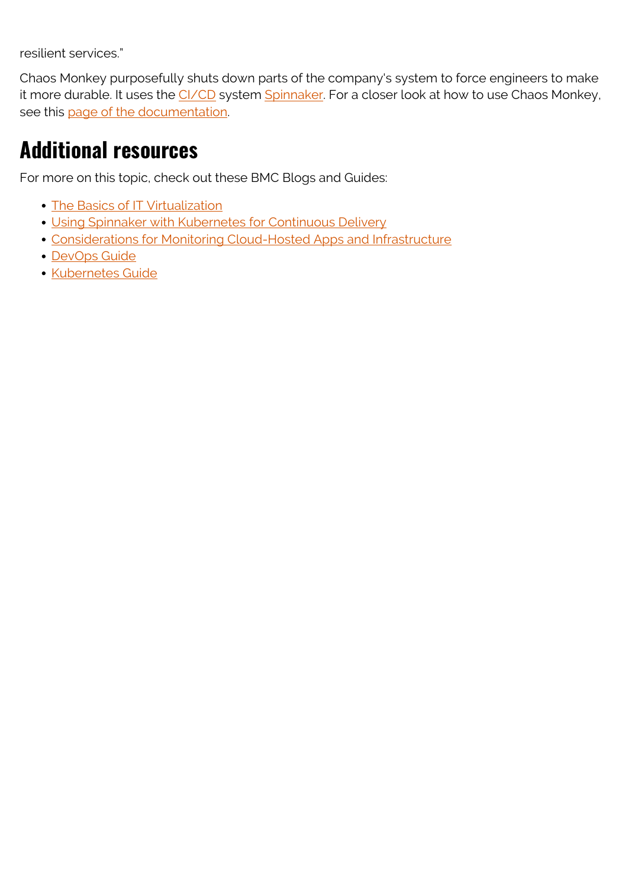resilient services."

Chaos Monkey purposefully shuts down parts of the company's system to force engineers to make it more durable. It uses the CI/CD system Spinnaker. For a closer look at how to use Chaos Monkey, see this page of the documentation.

## Additional resources

For more on this topic, check out these BMC Blogs and Guides:

- The Basics of IT Virtualization
- Using Spinnaker with Kubernetes for Continuous Delivery
- Considerations for Monitoring Cloud-Hosted Apps and Infrastructure
- DevOps Guide
- Kubernetes Guide